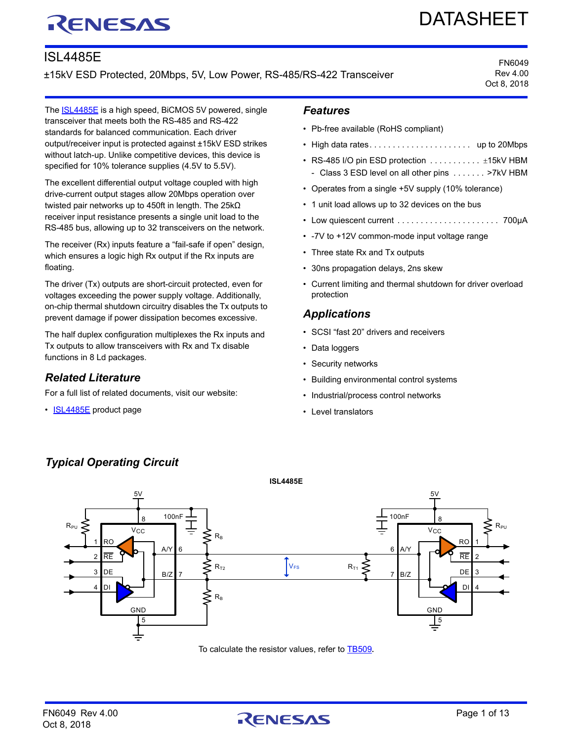# ISL4485E

±15kV ESD Protected, 20Mbps, 5V, Low Power, RS-485/RS-422 Transceiver

FN6049
Rev 4.00
Oct 8, 2018

The ISL4485E is a high speed, BiCMOS 5V powered, single transceiver that meets both the RS-485 and RS-422 standards for balanced communication. Each driver output/receiver input is protected against ±15kV ESD strikes without latch-up. Unlike competitive devices, this device is specified for 10% tolerance supplies (4.5V to 5.5V).

The excellent differential output voltage coupled with high drive-current output stages allow 20Mbps operation over twisted pair networks up to 450ft in length. The 25kΩ receiver input resistance presents a single unit load to the RS-485 bus, allowing up to 32 transceivers on the network.

The receiver (Rx) inputs feature a "fail-safe if open" design, which ensures a logic high Rx output if the Rx inputs are floating.

The driver (Tx) outputs are short-circuit protected, even for voltages exceeding the power supply voltage. Additionally, on-chip thermal shutdown circuitry disables the Tx outputs to prevent damage if power dissipation becomes excessive.

The half duplex configuration multiplexes the Rx inputs and Tx outputs to allow transceivers with Rx and Tx disable functions in 8 Ld packages.

## Related Literature

For a full list of related documents, visit our website:

- ISL4485E product page

## Features

- Pb-free available (RoHS compliant)
- High data rates . . . . . . . . . . . . . . . . . . . . . . up to 20Mbps
- RS-485 I/O pin ESD protection . . . . . . . . . . . ±15kV HBM
  - Class 3 ESD level on all other pins . . . . . . . >7kV HBM
- Operates from a single +5V supply (10% tolerance)
- 1 unit load allows up to 32 devices on the bus
- Low quiescent current . . . . . . . . . . . . . . . . . . . . . . 700µA
- -7V to +12V common-mode input voltage range
- Three state Rx and Tx outputs
- 30ns propagation delays, 2ns skew
- Current limiting and thermal shutdown for driver overload protection

## Applications

- SCSI "fast 20" drivers and receivers
- Data loggers
- Security networks
- Building environmental control systems
- Industrial/process control networks
- Level translators

## Typical Operating Circuit

To calculate the resistor values, refer to TB509.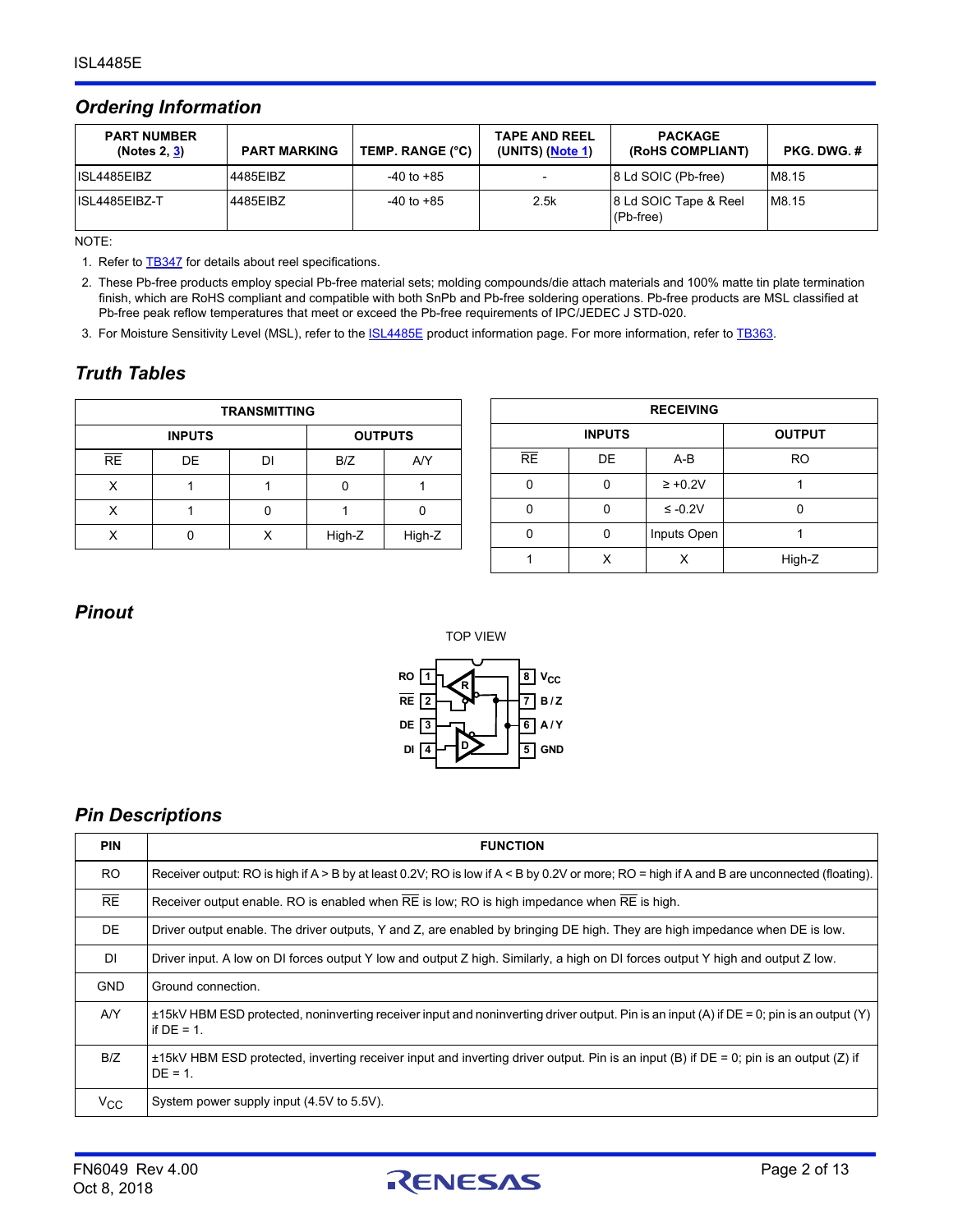## Ordering Information

| PART NUMBER (Notes 2, 3) | PART MARKING | TEMP. RANGE (°C) | TAPE AND REEL (UNITS) (Note 1) | PACKAGE (RoHS COMPLIANT) | PKG. DWG. # |
|---|---|---|---|---|---|
| ISL4485EIBZ | 4485EIBZ | -40 to +85 | - | 8 Ld SOIC (Pb-free) | M8.15 |
| ISL4485EIBZ-T | 4485EIBZ | -40 to +85 | 2.5k | 8 Ld SOIC Tape & Reel (Pb-free) | M8.15 |

NOTE:

1. Refer to TB347 for details about reel specifications.
2. These Pb-free products employ special Pb-free material sets; molding compounds/die attach materials and 100% matte tin plate termination finish, which are RoHS compliant and compatible with both SnPb and Pb-free soldering operations. Pb-free products are MSL classified at Pb-free peak reflow temperatures that meet or exceed the Pb-free requirements of IPC/JEDEC J STD-020.
3. For Moisture Sensitivity Level (MSL), refer to the ISL4485E product information page. For more information, refer to TB363.

## Truth Tables

| TRANSMITTING | | | | |
|---|---|---|---|---|
| INPUTS | | | OUTPUTS | |
| $\overline{RE}$ | DE | DI | B/Z | A/Y |
| X | 1 | 1 | 0 | 1 |
| X | 1 | 0 | 1 | 0 |
| X | 0 | X | High-Z | High-Z |

| RECEIVING | | | |
|---|---|---|---|
| INPUTS | | | OUTPUT |
| $\overline{RE}$ | DE | A-B | RO |
| 0 | 0 | ≥ +0.2V | 1 |
| 0 | 0 | ≤ -0.2V | 0 |
| 0 | 0 | Inputs Open | 1 |
| 1 | X | X | High-Z |

## Pinout

TOP VIEW

| Pin | Name | Pin | Name |
|---|---|---|---|
| 1 | RO | 8 | $V_{CC}$ |
| 2 | $\overline{RE}$ | 7 | B/Z |
| 3 | DE | 6 | A/Y |
| 4 | DI | 5 | GND |

## Pin Descriptions

| PIN | FUNCTION |
|---|---|
| RO | Receiver output: RO is high if A > B by at least 0.2V; RO is low if A < B by 0.2V or more; RO = high if A and B are unconnected (floating). |
| $\overline{RE}$ | Receiver output enable. RO is enabled when $\overline{RE}$ is low; RO is high impedance when $\overline{RE}$ is high. |
| DE | Driver output enable. The driver outputs, Y and Z, are enabled by bringing DE high. They are high impedance when DE is low. |
| DI | Driver input. A low on DI forces output Y low and output Z high. Similarly, a high on DI forces output Y high and output Z low. |
| GND | Ground connection. |
| A/Y | ±15kV HBM ESD protected, noninverting receiver input and noninverting driver output. Pin is an input (A) if DE = 0; pin is an output (Y) if DE = 1. |
| B/Z | ±15kV HBM ESD protected, inverting receiver input and inverting driver output. Pin is an input (B) if DE = 0; pin is an output (Z) if DE = 1. |
| $V_{CC}$ | System power supply input (4.5V to 5.5V). |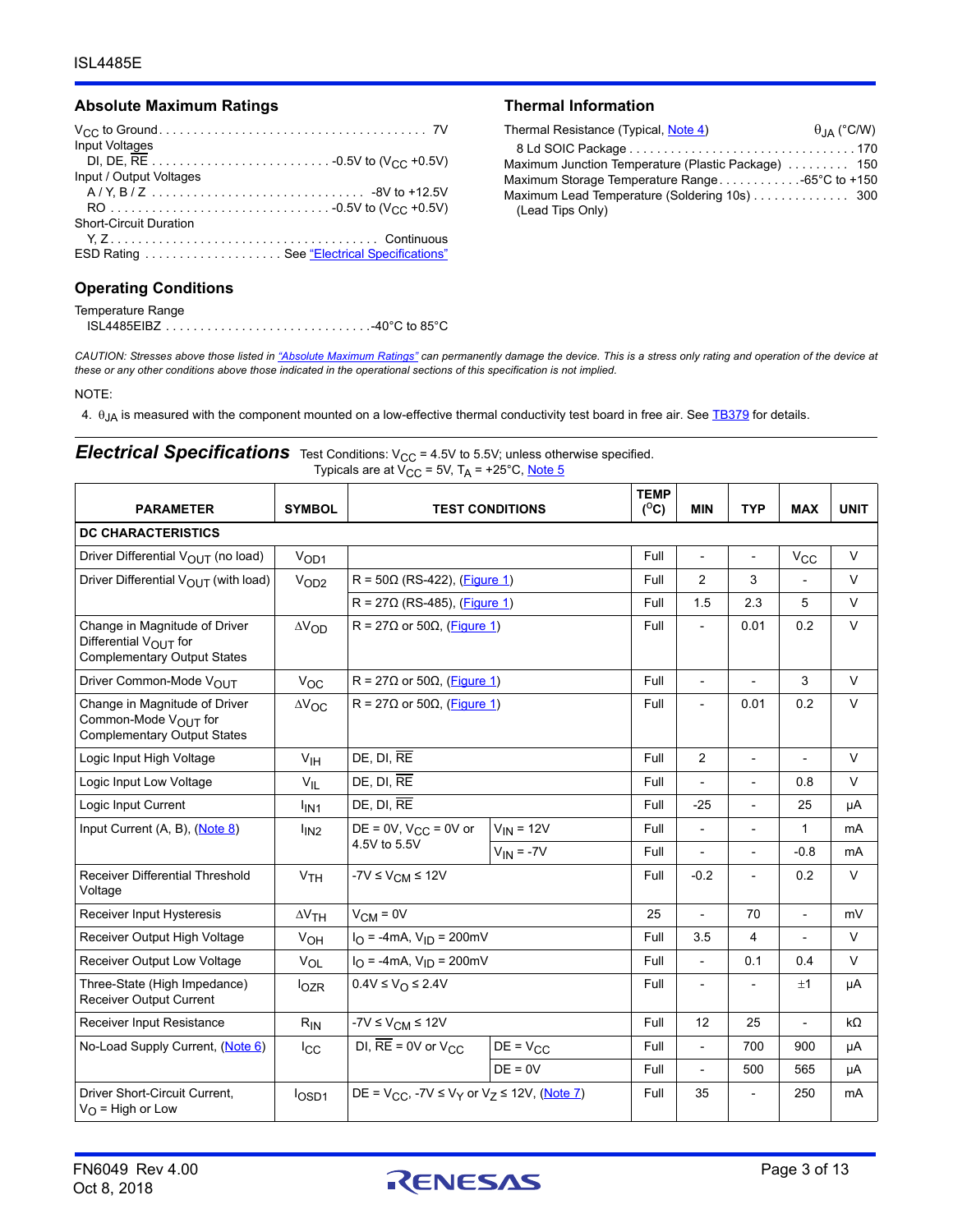## Absolute Maximum Ratings

$V_{CC}$ to Ground . . . . . . . . . . . . . . . . . . . . . . . . . . . . . . . . . . . . . . 7V

Input Voltages

DI, DE, $\overline{RE}$ . . . . . . . . . . . . . . . . . . . . . . . . . . -0.5V to ($V_{CC}$ +0.5V)

Input / Output Voltages

A / Y, B / Z . . . . . . . . . . . . . . . . . . . . . . . . . . . . . . -8V to +12.5V

RO . . . . . . . . . . . . . . . . . . . . . . . . . . . . . . . . -0.5V to ($V_{CC}$ +0.5V)

Short-Circuit Duration

Y, Z . . . . . . . . . . . . . . . . . . . . . . . . . . . . . . . . . . . . . . Continuous

ESD Rating . . . . . . . . . . . . . . . . . . . . See "Electrical Specifications"

## Operating Conditions

Temperature Range

ISL4485EIBZ . . . . . . . . . . . . . . . . . . . . . . . . . . . . . .-40°C to 85°C

## Thermal Information

| Thermal Resistance (Typical, Note 4) | $\theta_{JA}$ (°C/W) |
|---|---|
| 8 Ld SOIC Package | 170 |

Maximum Junction Temperature (Plastic Package) . . . . . . . . . 150

Maximum Storage Temperature Range . . . . . . . . . . . .-65°C to +150

Maximum Lead Temperature (Soldering 10s) . . . . . . . . . . . . . 300
(Lead Tips Only)

*CAUTION: Stresses above those listed in "Absolute Maximum Ratings" can permanently damage the device. This is a stress only rating and operation of the device at these or any other conditions above those indicated in the operational sections of this specification is not implied.*

NOTE:

4. $\theta_{JA}$ is measured with the component mounted on a low-effective thermal conductivity test board in free air. See TB379 for details.

## Electrical Specifications

Test Conditions: $V_{CC}$ = 4.5V to 5.5V; unless otherwise specified. Typicals are at $V_{CC}$ = 5V, $T_A$ = +25°C, Note 5

| PARAMETER | SYMBOL | TEST CONDITIONS | | TEMP (°C) | MIN | TYP | MAX | UNIT |
|---|---|---|---|---|---|---|---|---|
| **DC CHARACTERISTICS** | | | | | | | | |
| Driver Differential $V_{OUT}$ (no load) | $V_{OD1}$ | | | Full | - | - | $V_{CC}$ | V |
| Driver Differential $V_{OUT}$ (with load) | $V_{OD2}$ | R = 50Ω (RS-422), (Figure 1) | | Full | 2 | 3 | - | V |
| | | R = 27Ω (RS-485), (Figure 1) | | Full | 1.5 | 2.3 | 5 | V |
| Change in Magnitude of Driver Differential $V_{OUT}$ for Complementary Output States | $\Delta V_{OD}$ | R = 27Ω or 50Ω, (Figure 1) | | Full | - | 0.01 | 0.2 | V |
| Driver Common-Mode $V_{OUT}$ | $V_{OC}$ | R = 27Ω or 50Ω, (Figure 1) | | Full | - | - | 3 | V |
| Change in Magnitude of Driver Common-Mode $V_{OUT}$ for Complementary Output States | $\Delta V_{OC}$ | R = 27Ω or 50Ω, (Figure 1) | | Full | - | 0.01 | 0.2 | V |
| Logic Input High Voltage | $V_{IH}$ | DE, DI, $\overline{RE}$ | | Full | 2 | - | - | V |
| Logic Input Low Voltage | $V_{IL}$ | DE, DI, $\overline{RE}$ | | Full | - | - | 0.8 | V |
| Logic Input Current | $I_{IN1}$ | DE, DI, $\overline{RE}$ | | Full | -25 | - | 25 | µA |
| Input Current (A, B), (Note 8) | $I_{IN2}$ | DE = 0V, $V_{CC}$ = 0V or 4.5V to 5.5V | $V_{IN}$ = 12V | Full | - | - | 1 | mA |
| | | | $V_{IN}$ = -7V | Full | - | - | -0.8 | mA |
| Receiver Differential Threshold Voltage | $V_{TH}$ | -7V ≤ $V_{CM}$ ≤ 12V | | Full | -0.2 | - | 0.2 | V |
| Receiver Input Hysteresis | $\Delta V_{TH}$ | $V_{CM}$ = 0V | | 25 | - | 70 | - | mV |
| Receiver Output High Voltage | $V_{OH}$ | $I_O$ = -4mA, $V_{ID}$ = 200mV | | Full | 3.5 | 4 | - | V |
| Receiver Output Low Voltage | $V_{OL}$ | $I_O$ = -4mA, $V_{ID}$ = 200mV | | Full | - | 0.1 | 0.4 | V |
| Three-State (High Impedance) Receiver Output Current | $I_{OZR}$ | 0.4V ≤ $V_O$ ≤ 2.4V | | Full | - | - | ±1 | µA |
| Receiver Input Resistance | $R_{IN}$ | -7V ≤ $V_{CM}$ ≤ 12V | | Full | 12 | 25 | - | kΩ |
| No-Load Supply Current, (Note 6) | $I_{CC}$ | DI, $\overline{RE}$ = 0V or $V_{CC}$ | DE = $V_{CC}$ | Full | - | 700 | 900 | µA |
| | | | DE = 0V | Full | - | 500 | 565 | µA |
| Driver Short-Circuit Current, $V_O$ = High or Low | $I_{OSD1}$ | DE = $V_{CC}$, -7V ≤ $V_Y$ or $V_Z$ ≤ 12V, (Note 7) | | Full | 35 | - | 250 | mA |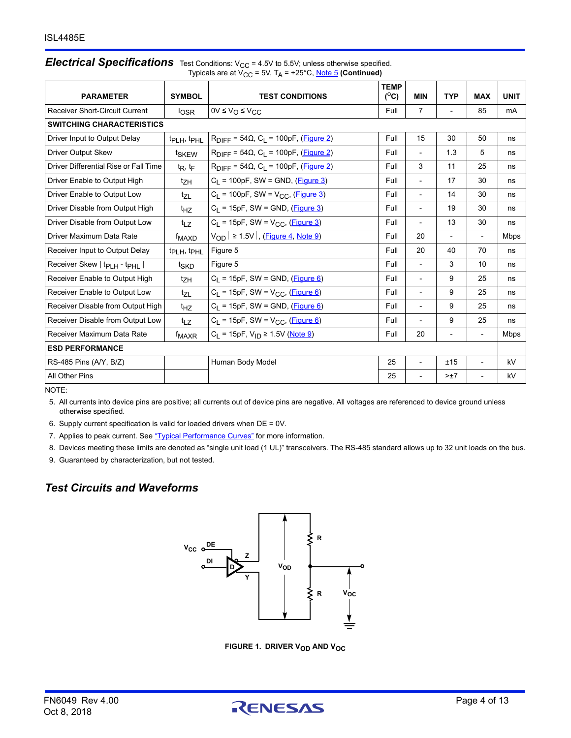## *Electrical Specifications*

Test Conditions: $V_{CC}$ = 4.5V to 5.5V; unless otherwise specified. Typicals are at $V_{CC}$ = 5V, $T_A$ = +25°C, Note 5 **(Continued)**

| PARAMETER | SYMBOL | TEST CONDITIONS | TEMP (°C) | MIN | TYP | MAX | UNIT |
|---|---|---|---|---|---|---|---|
| Receiver Short-Circuit Current | $I_{OSR}$ | $0V \leq V_O \leq V_{CC}$ | Full | 7 | - | 85 | mA |
| **SWITCHING CHARACTERISTICS** | | | | | | | |
| Driver Input to Output Delay | $t_{PLH}$, $t_{PHL}$ | $R_{DIFF}$ = 54Ω, $C_L$ = 100pF, (Figure 2) | Full | 15 | 30 | 50 | ns |
| Driver Output Skew | $t_{SKEW}$ | $R_{DIFF}$ = 54Ω, $C_L$ = 100pF, (Figure 2) | Full | - | 1.3 | 5 | ns |
| Driver Differential Rise or Fall Time | $t_R$, $t_F$ | $R_{DIFF}$ = 54Ω, $C_L$ = 100pF, (Figure 2) | Full | 3 | 11 | 25 | ns |
| Driver Enable to Output High | $t_{ZH}$ | $C_L$ = 100pF, SW = GND, (Figure 3) | Full | - | 17 | 30 | ns |
| Driver Enable to Output Low | $t_{ZL}$ | $C_L$ = 100pF, SW = $V_{CC}$, (Figure 3) | Full | - | 14 | 30 | ns |
| Driver Disable from Output High | $t_{HZ}$ | $C_L$ = 15pF, SW = GND, (Figure 3) | Full | - | 19 | 30 | ns |
| Driver Disable from Output Low | $t_{LZ}$ | $C_L$ = 15pF, SW = $V_{CC}$, (Figure 3) | Full | - | 13 | 30 | ns |
| Driver Maximum Data Rate | $f_{MAXD}$ | $\lvert V_{OD} \rvert \geq 1.5V$, (Figure 4, Note 9) | Full | 20 | - | - | Mbps |
| Receiver Input to Output Delay | $t_{PLH}$, $t_{PHL}$ | Figure 5 | Full | 20 | 40 | 70 | ns |
| Receiver Skew $\lvert t_{PLH} - t_{PHL} \rvert$ | $t_{SKD}$ | Figure 5 | Full | - | 3 | 10 | ns |
| Receiver Enable to Output High | $t_{ZH}$ | $C_L$ = 15pF, SW = GND, (Figure 6) | Full | - | 9 | 25 | ns |
| Receiver Enable to Output Low | $t_{ZL}$ | $C_L$ = 15pF, SW = $V_{CC}$, (Figure 6) | Full | - | 9 | 25 | ns |
| Receiver Disable from Output High | $t_{HZ}$ | $C_L$ = 15pF, SW = GND, (Figure 6) | Full | - | 9 | 25 | ns |
| Receiver Disable from Output Low | $t_{LZ}$ | $C_L$ = 15pF, SW = $V_{CC}$, (Figure 6) | Full | - | 9 | 25 | ns |
| Receiver Maximum Data Rate | $f_{MAXR}$ | $C_L$ = 15pF, $V_{ID} \geq 1.5V$ (Note 9) | Full | 20 | - | - | Mbps |
| **ESD PERFORMANCE** | | | | | | | |
| RS-485 Pins (A/Y, B/Z) | | Human Body Model | 25 | - | ±15 | - | kV |
| All Other Pins | | | 25 | - | >±7 | - | kV |

NOTE:

5. All currents into device pins are positive; all currents out of device pins are negative. All voltages are referenced to device ground unless otherwise specified.
6. Supply current specification is valid for loaded drivers when DE = 0V.
7. Applies to peak current. See "Typical Performance Curves" for more information.
8. Devices meeting these limits are denoted as "single unit load (1 UL)" transceivers. The RS-485 standard allows up to 32 unit loads on the bus.
9. Guaranteed by characterization, but not tested.

## *Test Circuits and Waveforms*

FIGURE 1. DRIVER $V_{OD}$ AND $V_{OC}$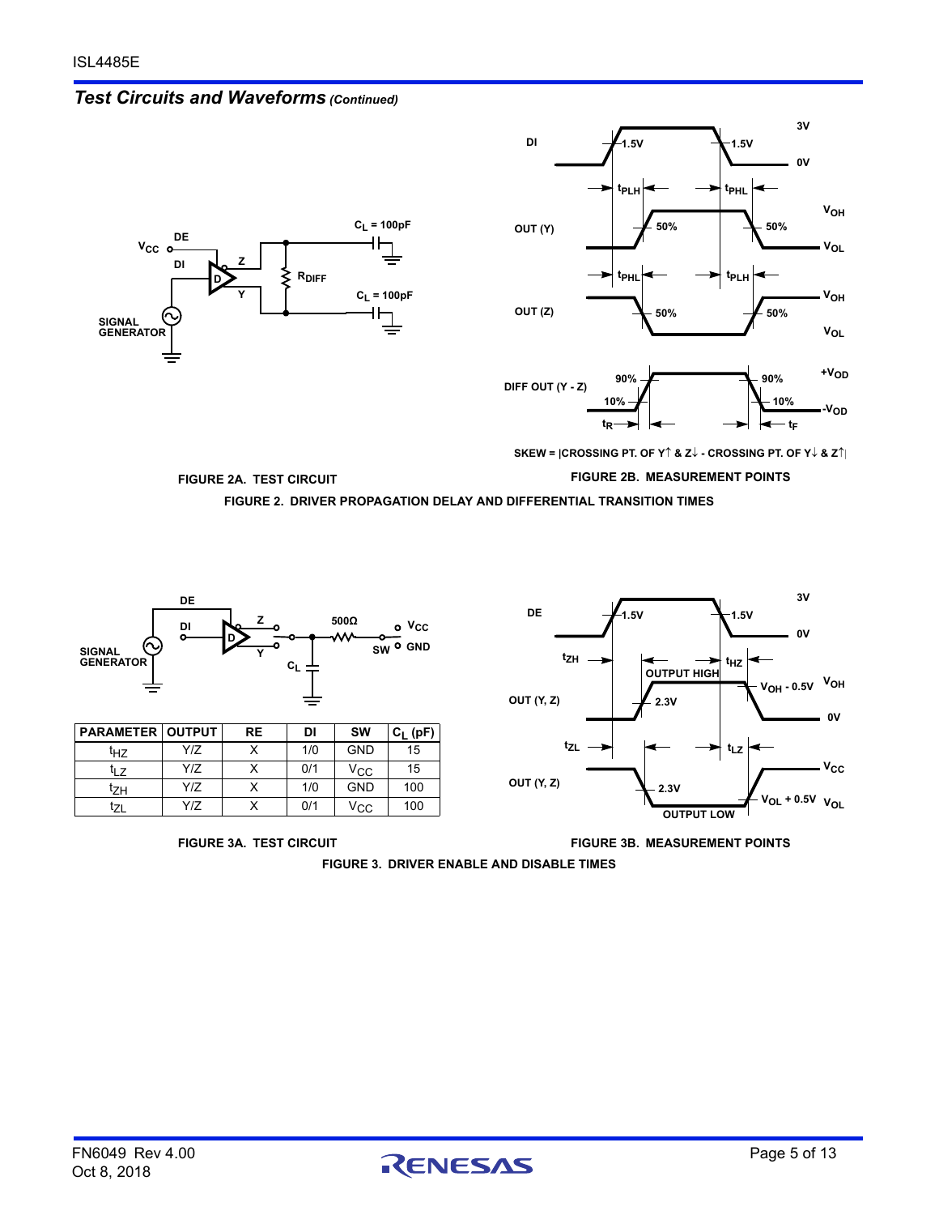## *Test Circuits and Waveforms (Continued)*

FIGURE 2A. TEST CIRCUIT

FIGURE 2B. MEASUREMENT POINTS

SKEW = |CROSSING PT. OF Y↑ & Z↓ - CROSSING PT. OF Y↓ & Z↑|

FIGURE 2. DRIVER PROPAGATION DELAY AND DIFFERENTIAL TRANSITION TIMES

| PARAMETER | OUTPUT | RE | DI | SW | $C_L$ (pF) |
|---|---|---|---|---|---|
| $t_{HZ}$ | Y/Z | X | 1/0 | GND | 15 |
| $t_{LZ}$ | Y/Z | X | 0/1 | $V_{CC}$ | 15 |
| $t_{ZH}$ | Y/Z | X | 1/0 | GND | 100 |
| $t_{ZL}$ | Y/Z | X | 0/1 | $V_{CC}$ | 100 |

FIGURE 3A. TEST CIRCUIT

FIGURE 3B. MEASUREMENT POINTS

FIGURE 3. DRIVER ENABLE AND DISABLE TIMES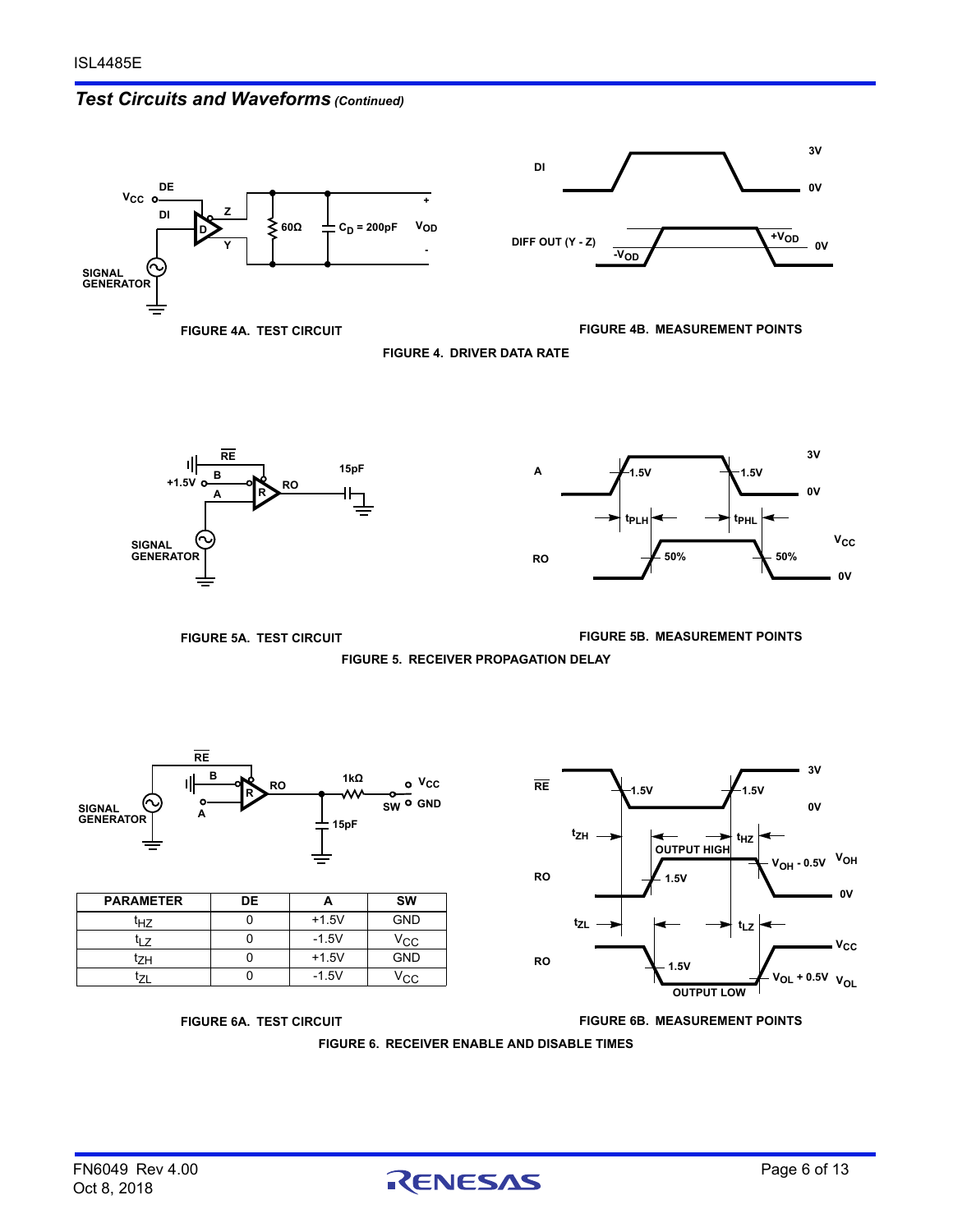## Test Circuits and Waveforms *(Continued)*

FIGURE 4A. TEST CIRCUIT

FIGURE 4B. MEASUREMENT POINTS

FIGURE 4. DRIVER DATA RATE

FIGURE 5A. TEST CIRCUIT

FIGURE 5B. MEASUREMENT POINTS

FIGURE 5. RECEIVER PROPAGATION DELAY

| PARAMETER | DE | A | SW |
|---|---|---|---|
| $t_{HZ}$ | 0 | +1.5V | GND |
| $t_{LZ}$ | 0 | -1.5V | $V_{CC}$ |
| $t_{ZH}$ | 0 | +1.5V | GND |
| $t_{ZL}$ | 0 | -1.5V | $V_{CC}$ |

FIGURE 6A. TEST CIRCUIT

FIGURE 6B. MEASUREMENT POINTS

FIGURE 6. RECEIVER ENABLE AND DISABLE TIMES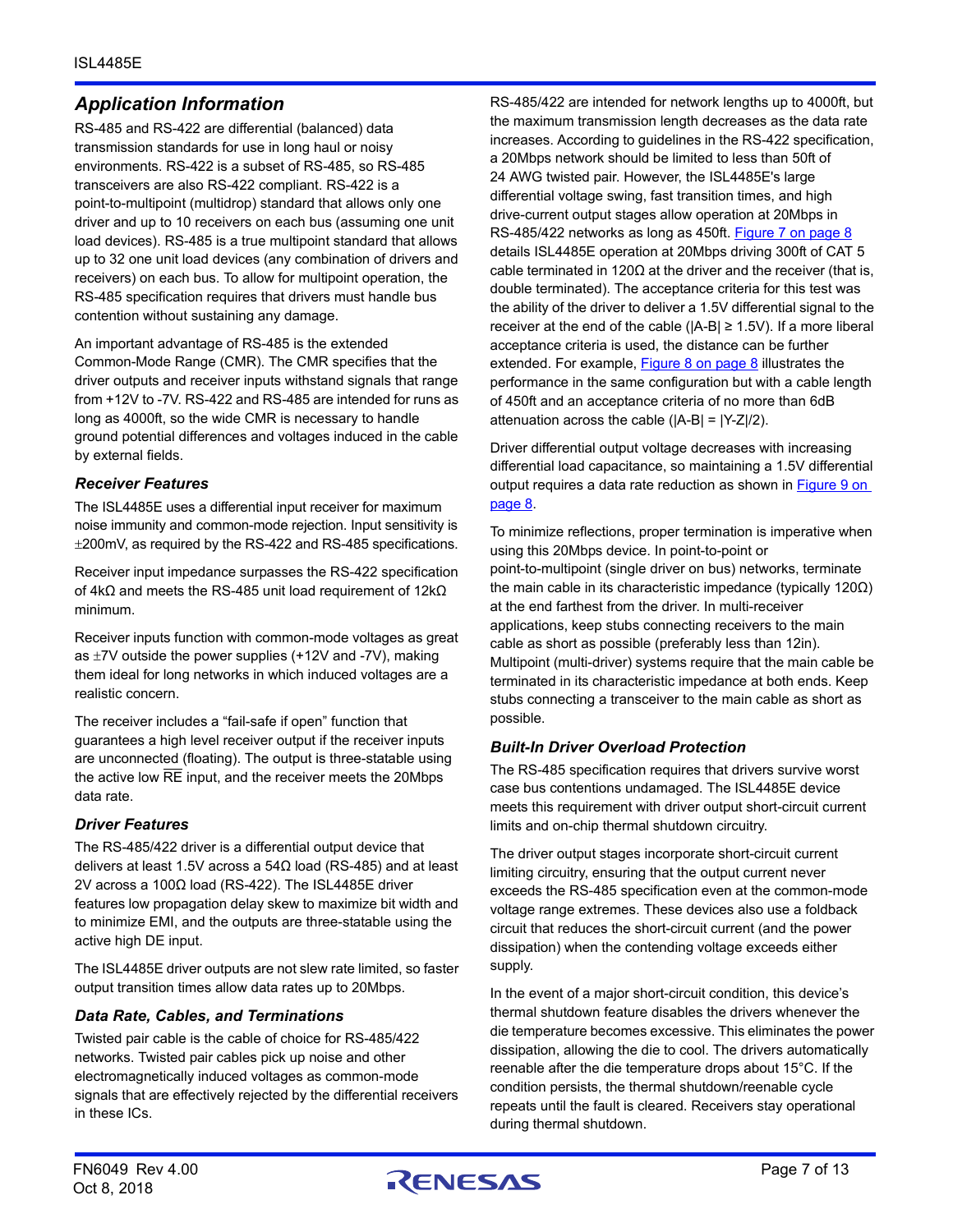## Application Information

RS-485 and RS-422 are differential (balanced) data transmission standards for use in long haul or noisy environments. RS-422 is a subset of RS-485, so RS-485 transceivers are also RS-422 compliant. RS-422 is a point-to-multipoint (multidrop) standard that allows only one driver and up to 10 receivers on each bus (assuming one unit load devices). RS-485 is a true multipoint standard that allows up to 32 one unit load devices (any combination of drivers and receivers) on each bus. To allow for multipoint operation, the RS-485 specification requires that drivers must handle bus contention without sustaining any damage.

An important advantage of RS-485 is the extended Common-Mode Range (CMR). The CMR specifies that the driver outputs and receiver inputs withstand signals that range from +12V to -7V. RS-422 and RS-485 are intended for runs as long as 4000ft, so the wide CMR is necessary to handle ground potential differences and voltages induced in the cable by external fields.

### Receiver Features

The ISL4485E uses a differential input receiver for maximum noise immunity and common-mode rejection. Input sensitivity is ±200mV, as required by the RS-422 and RS-485 specifications.

Receiver input impedance surpasses the RS-422 specification of 4kΩ and meets the RS-485 unit load requirement of 12kΩ minimum.

Receiver inputs function with common-mode voltages as great as ±7V outside the power supplies (+12V and -7V), making them ideal for long networks in which induced voltages are a realistic concern.

The receiver includes a “fail-safe if open” function that guarantees a high level receiver output if the receiver inputs are unconnected (floating). The output is three-statable using the active low $\overline{RE}$ input, and the receiver meets the 20Mbps data rate.

### Driver Features

The RS-485/422 driver is a differential output device that delivers at least 1.5V across a 54Ω load (RS-485) and at least 2V across a 100Ω load (RS-422). The ISL4485E driver features low propagation delay skew to maximize bit width and to minimize EMI, and the outputs are three-statable using the active high DE input.

The ISL4485E driver outputs are not slew rate limited, so faster output transition times allow data rates up to 20Mbps.

### Data Rate, Cables, and Terminations

Twisted pair cable is the cable of choice for RS-485/422 networks. Twisted pair cables pick up noise and other electromagnetically induced voltages as common-mode signals that are effectively rejected by the differential receivers in these ICs.

RS-485/422 are intended for network lengths up to 4000ft, but the maximum transmission length decreases as the data rate increases. According to guidelines in the RS-422 specification, a 20Mbps network should be limited to less than 50ft of 24 AWG twisted pair. However, the ISL4485E's large differential voltage swing, fast transition times, and high drive-current output stages allow operation at 20Mbps in RS-485/422 networks as long as 450ft. Figure 7 on page 8 details ISL4485E operation at 20Mbps driving 300ft of CAT 5 cable terminated in 120Ω at the driver and the receiver (that is, double terminated). The acceptance criteria for this test was the ability of the driver to deliver a 1.5V differential signal to the receiver at the end of the cable (|A-B| ≥ 1.5V). If a more liberal acceptance criteria is used, the distance can be further extended. For example, Figure 8 on page 8 illustrates the performance in the same configuration but with a cable length of 450ft and an acceptance criteria of no more than 6dB attenuation across the cable (|A-B| = |Y-Z|/2).

Driver differential output voltage decreases with increasing differential load capacitance, so maintaining a 1.5V differential output requires a data rate reduction as shown in Figure 9 on page 8.

To minimize reflections, proper termination is imperative when using this 20Mbps device. In point-to-point or point-to-multipoint (single driver on bus) networks, terminate the main cable in its characteristic impedance (typically 120Ω) at the end farthest from the driver. In multi-receiver applications, keep stubs connecting receivers to the main cable as short as possible (preferably less than 12in). Multipoint (multi-driver) systems require that the main cable be terminated in its characteristic impedance at both ends. Keep stubs connecting a transceiver to the main cable as short as possible.

### Built-In Driver Overload Protection

The RS-485 specification requires that drivers survive worst case bus contentions undamaged. The ISL4485E device meets this requirement with driver output short-circuit current limits and on-chip thermal shutdown circuitry.

The driver output stages incorporate short-circuit current limiting circuitry, ensuring that the output current never exceeds the RS-485 specification even at the common-mode voltage range extremes. These devices also use a foldback circuit that reduces the short-circuit current (and the power dissipation) when the contending voltage exceeds either supply.

In the event of a major short-circuit condition, this device’s thermal shutdown feature disables the drivers whenever the die temperature becomes excessive. This eliminates the power dissipation, allowing the die to cool. The drivers automatically reenable after the die temperature drops about 15°C. If the condition persists, the thermal shutdown/reenable cycle repeats until the fault is cleared. Receivers stay operational during thermal shutdown.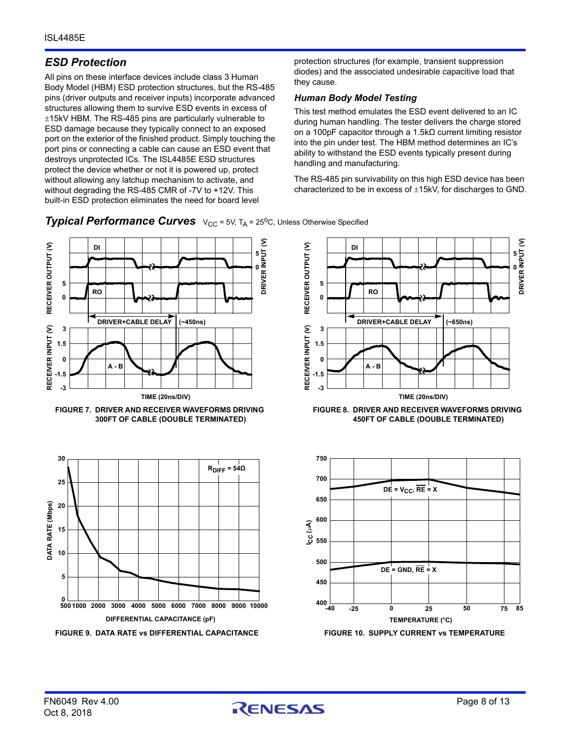## ESD Protection

All pins on these interface devices include class 3 Human Body Model (HBM) ESD protection structures, but the RS-485 pins (driver outputs and receiver inputs) incorporate advanced structures allowing them to survive ESD events in excess of ±15kV HBM. The RS-485 pins are particularly vulnerable to ESD damage because they typically connect to an exposed port on the exterior of the finished product. Simply touching the port pins or connecting a cable can cause an ESD event that destroys unprotected ICs. The ISL4485E ESD structures protect the device whether or not it is powered up, protect without allowing any latchup mechanism to activate, and without degrading the RS-485 CMR of -7V to +12V. This built-in ESD protection eliminates the need for board level protection structures (for example, transient suppression diodes) and the associated undesirable capacitive load that they cause.

### Human Body Model Testing

This test method emulates the ESD event delivered to an IC during human handling. The tester delivers the charge stored on a 100pF capacitor through a 1.5kΩ current limiting resistor into the pin under test. The HBM method determines an IC's ability to withstand the ESD events typically present during handling and manufacturing.

The RS-485 pin survivability on this high ESD device has been characterized to be in excess of ±15kV, for discharges to GND.

## Typical Performance Curves

$V_{CC}$ = 5V, $T_A$ = 25°C, Unless Otherwise Specified

FIGURE 7. DRIVER AND RECEIVER WAVEFORMS DRIVING 300FT OF CABLE (DOUBLE TERMINATED)

FIGURE 8. DRIVER AND RECEIVER WAVEFORMS DRIVING 450FT OF CABLE (DOUBLE TERMINATED)

FIGURE 9. DATA RATE vs DIFFERENTIAL CAPACITANCE

FIGURE 10. SUPPLY CURRENT vs TEMPERATURE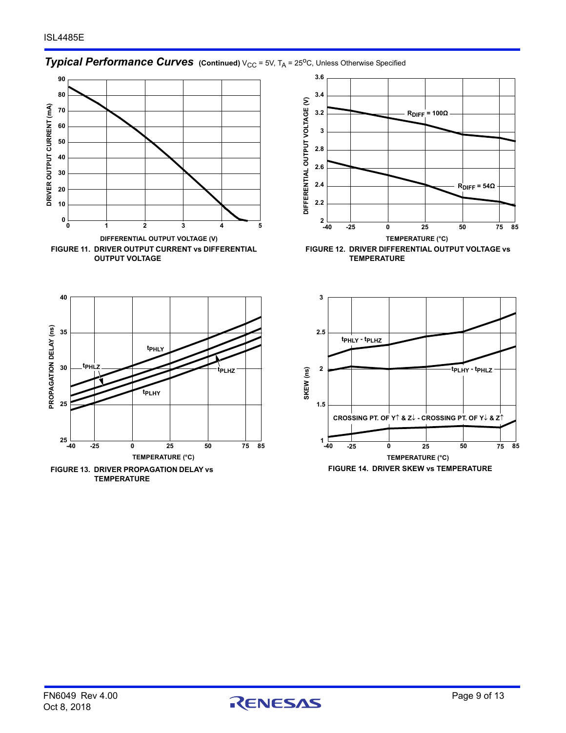## *Typical Performance Curves* (Continued) $V_{CC}$ = 5V, $T_A$ = 25°C, Unless Otherwise Specified

FIGURE 11. DRIVER OUTPUT CURRENT vs DIFFERENTIAL OUTPUT VOLTAGE

FIGURE 12. DRIVER DIFFERENTIAL OUTPUT VOLTAGE vs TEMPERATURE

FIGURE 13. DRIVER PROPAGATION DELAY vs TEMPERATURE

FIGURE 14. DRIVER SKEW vs TEMPERATURE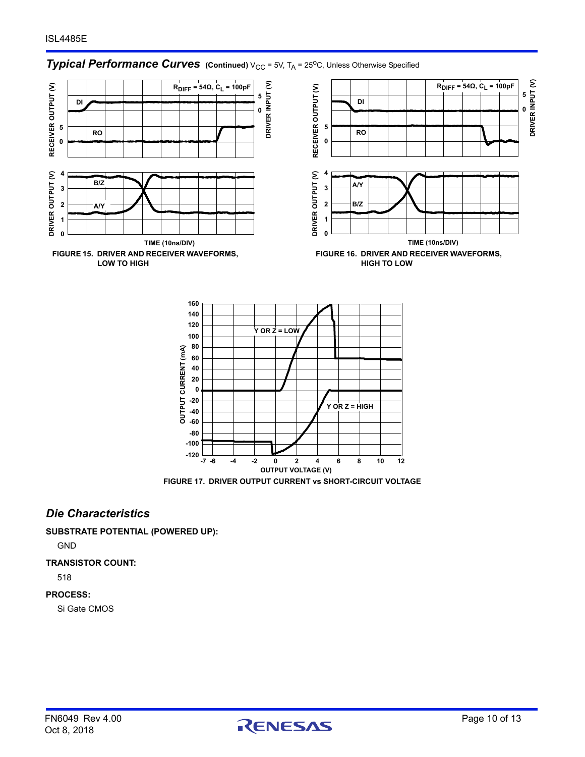## *Typical Performance Curves* (Continued) $V_{CC}$ = 5V, $T_A$ = 25°C, Unless Otherwise Specified

FIGURE 15. DRIVER AND RECEIVER WAVEFORMS, LOW TO HIGH

FIGURE 16. DRIVER AND RECEIVER WAVEFORMS, HIGH TO LOW

FIGURE 17. DRIVER OUTPUT CURRENT vs SHORT-CIRCUIT VOLTAGE

## *Die Characteristics*

**SUBSTRATE POTENTIAL (POWERED UP):**

GND

**TRANSISTOR COUNT:**

518

**PROCESS:**

Si Gate CMOS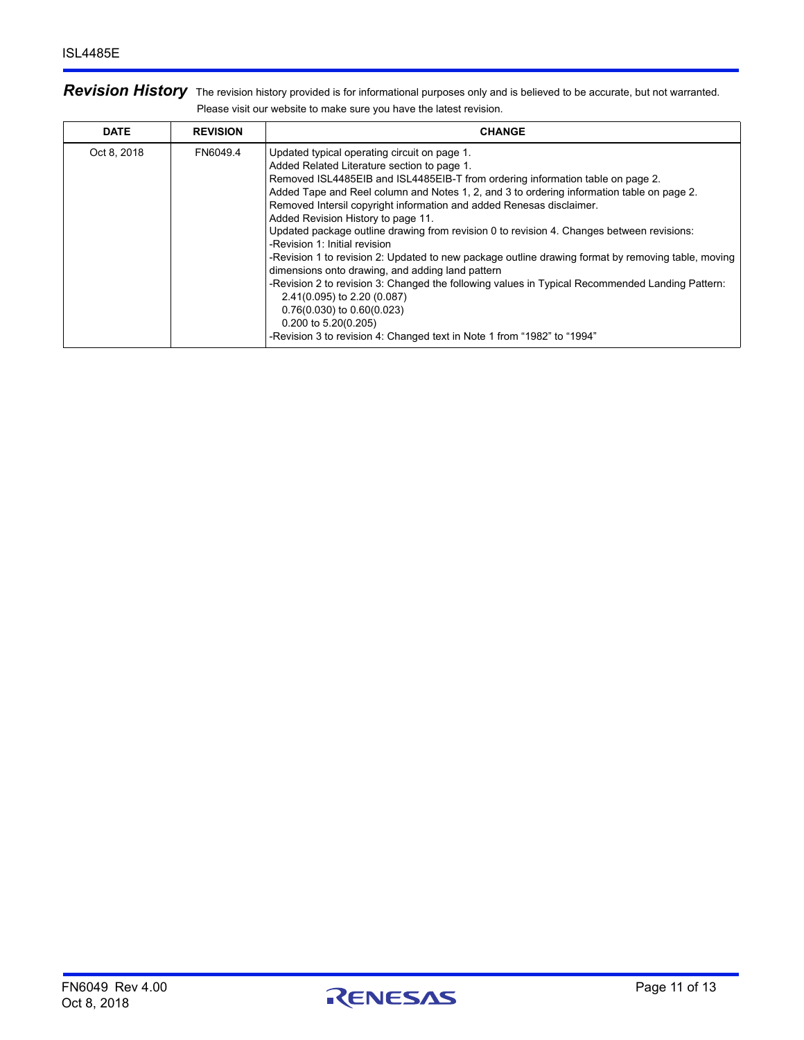## *Revision History*

The revision history provided is for informational purposes only and is believed to be accurate, but not warranted. Please visit our website to make sure you have the latest revision.

| DATE | REVISION | CHANGE |
|---|---|---|
| Oct 8, 2018 | FN6049.4 | Updated typical operating circuit on page 1.<br>Added Related Literature section to page 1.<br>Removed ISL4485EIB and ISL4485EIB-T from ordering information table on page 2.<br>Added Tape and Reel column and Notes 1, 2, and 3 to ordering information table on page 2.<br>Removed Intersil copyright information and added Renesas disclaimer.<br>Added Revision History to page 11.<br>Updated package outline drawing from revision 0 to revision 4. Changes between revisions:<br>-Revision 1: Initial revision<br>-Revision 1 to revision 2: Updated to new package outline drawing format by removing table, moving dimensions onto drawing, and adding land pattern<br>-Revision 2 to revision 3: Changed the following values in Typical Recommended Landing Pattern:<br>2.41(0.095) to 2.20 (0.087)<br>0.76(0.030) to 0.60(0.023)<br>0.200 to 5.20(0.205)<br>-Revision 3 to revision 4: Changed text in Note 1 from “1982” to “1994” |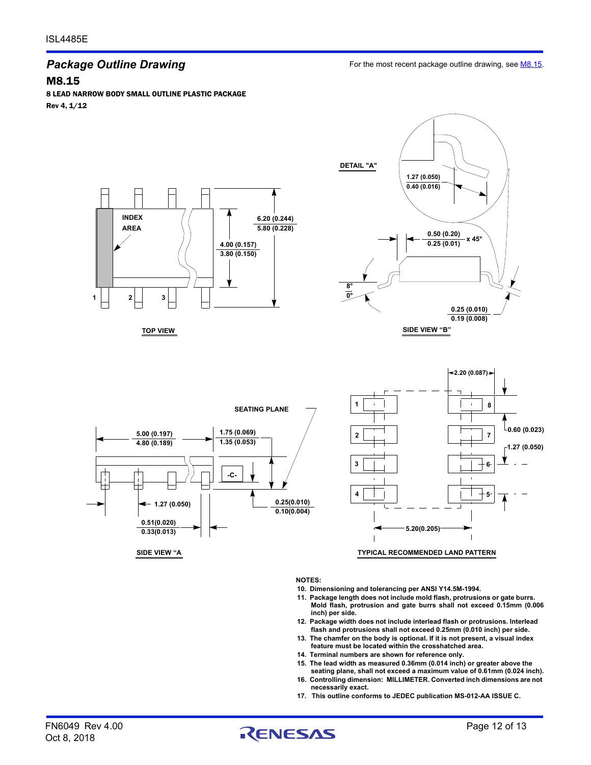## *Package Outline Drawing*

For the most recent package outline drawing, see M8.15.

### M8.15

**8 LEAD NARROW BODY SMALL OUTLINE PLASTIC PACKAGE**

**Rev 4, 1/12**

**DETAIL "A"**

1.27 (0.050)
0.40 (0.016)

INDEX AREA

6.20 (0.244)
5.80 (0.228)

4.00 (0.157)
3.80 (0.150)

1 2 3

0.50 (0.20)
0.25 (0.01) x 45°

8°
0°

0.25 (0.010)
0.19 (0.008)

**TOP VIEW**

**SIDE VIEW "B"**

2.20 (0.087)

SEATING PLANE

5.00 (0.197)
4.80 (0.189)

1.75 (0.069)
1.35 (0.053)

-C-

1.27 (0.050)

0.25(0.010)
0.10(0.004)

0.51(0.020)
0.33(0.013)

0.60 (0.023)

1.27 (0.050)

5.20(0.205)

**SIDE VIEW "A**

**TYPICAL RECOMMENDED LAND PATTERN**

**NOTES:**

10. Dimensioning and tolerancing per ANSI Y14.5M-1994.
11. Package length does not include mold flash, protrusions or gate burrs. Mold flash, protrusion and gate burrs shall not exceed 0.15mm (0.006 inch) per side.
12. Package width does not include interlead flash or protrusions. Interlead flash and protrusions shall not exceed 0.25mm (0.010 inch) per side.
13. The chamfer on the body is optional. If it is not present, a visual index feature must be located within the crosshatched area.
14. Terminal numbers are shown for reference only.
15. The lead width as measured 0.36mm (0.014 inch) or greater above the seating plane, shall not exceed a maximum value of 0.61mm (0.024 inch).
16. Controlling dimension: MILLIMETER. Converted inch dimensions are not necessarily exact.
17. This outline conforms to JEDEC publication MS-012-AA ISSUE C.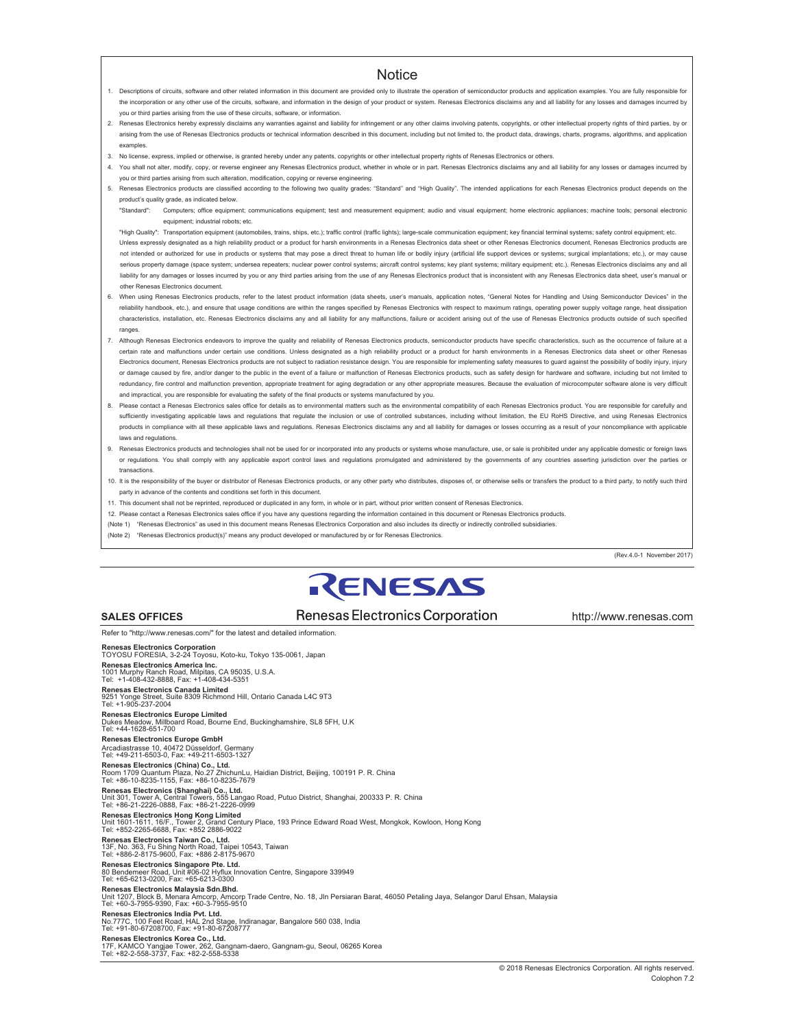# Notice

1. Descriptions of circuits, software and other related information in this document are provided only to illustrate the operation of semiconductor products and application examples. You are fully responsible for the incorporation or any other use of the circuits, software, and information in the design of your product or system. Renesas Electronics disclaims any and all liability for any losses and damages incurred by you or third parties arising from the use of these circuits, software, or information.
2. Renesas Electronics hereby expressly disclaims any warranties against and liability for infringement or any other claims involving patents, copyrights, or other intellectual property rights of third parties, by or arising from the use of Renesas Electronics products or technical information described in this document, including but not limited to, the product data, drawings, charts, programs, algorithms, and application examples.
3. No license, express, implied or otherwise, is granted hereby under any patents, copyrights or other intellectual property rights of Renesas Electronics or others.
4. You shall not alter, modify, copy, or reverse engineer any Renesas Electronics product, whether in whole or in part. Renesas Electronics disclaims any and all liability for any losses or damages incurred by you or third parties arising from such alteration, modification, copying or reverse engineering.
5. Renesas Electronics products are classified according to the following two quality grades: "Standard" and "High Quality". The intended applications for each Renesas Electronics product depends on the product's quality grade, as indicated below.
   "Standard": Computers; office equipment; communications equipment; test and measurement equipment; audio and visual equipment; home electronic appliances; machine tools; personal electronic equipment; industrial robots; etc.
   "High Quality": Transportation equipment (automobiles, trains, ships, etc.); traffic control (traffic lights); large-scale communication equipment; key financial terminal systems; safety control equipment; etc.
   Unless expressly designated as a high reliability product or a product for harsh environments in a Renesas Electronics data sheet or other Renesas Electronics document, Renesas Electronics products are not intended or authorized for use in products or systems that may pose a direct threat to human life or bodily injury (artificial life support devices or systems; surgical implantations; etc.), or may cause serious property damage (space system; undersea repeaters; nuclear power control systems; aircraft control systems; key plant systems; military equipment; etc.). Renesas Electronics disclaims any and all liability for any damages or losses incurred by you or any third parties arising from the use of any Renesas Electronics product that is inconsistent with any Renesas Electronics data sheet, user's manual or other Renesas Electronics document.
6. When using Renesas Electronics products, refer to the latest product information (data sheets, user's manuals, application notes, "General Notes for Handling and Using Semiconductor Devices" in the reliability handbook, etc.), and ensure that usage conditions are within the ranges specified by Renesas Electronics with respect to maximum ratings, operating power supply voltage range, heat dissipation characteristics, installation, etc. Renesas Electronics disclaims any and all liability for any malfunctions, failure or accident arising out of the use of Renesas Electronics products outside of such specified ranges.
7. Although Renesas Electronics endeavors to improve the quality and reliability of Renesas Electronics products, semiconductor products have specific characteristics, such as the occurrence of failure at a certain rate and malfunctions under certain use conditions. Unless designated as a high reliability product or a product for harsh environments in a Renesas Electronics data sheet or other Renesas Electronics document, Renesas Electronics products are not subject to radiation resistance design. You are responsible for implementing safety measures to guard against the possibility of bodily injury, injury or damage caused by fire, and/or danger to the public in the event of a failure or malfunction of Renesas Electronics products, such as safety design for hardware and software, including but not limited to redundancy, fire control and malfunction prevention, appropriate treatment for aging degradation or any other appropriate measures. Because the evaluation of microcomputer software alone is very difficult and impractical, you are responsible for evaluating the safety of the final products or systems manufactured by you.
8. Please contact a Renesas Electronics sales office for details as to environmental matters such as the environmental compatibility of each Renesas Electronics product. You are responsible for carefully and sufficiently investigating applicable laws and regulations that regulate the inclusion or use of controlled substances, including without limitation, the EU RoHS Directive, and using Renesas Electronics products in compliance with all these applicable laws and regulations. Renesas Electronics disclaims any and all liability for damages or losses occurring as a result of your noncompliance with applicable laws and regulations.
9. Renesas Electronics products and technologies shall not be used for or incorporated into any products or systems whose manufacture, use, or sale is prohibited under any applicable domestic or foreign laws or regulations. You shall comply with any applicable export control laws and regulations promulgated and administered by the governments of any countries asserting jurisdiction over the parties or transactions.
10. It is the responsibility of the buyer or distributor of Renesas Electronics products, or any other party who distributes, disposes of, or otherwise sells or transfers the product to a third party, to notify such third party in advance of the contents and conditions set forth in this document.
11. This document shall not be reprinted, reproduced or duplicated in any form, in whole or in part, without prior written consent of Renesas Electronics.
12. Please contact a Renesas Electronics sales office if you have any questions regarding the information contained in this document or Renesas Electronics products.

(Note 1) "Renesas Electronics" as used in this document means Renesas Electronics Corporation and also includes its directly or indirectly controlled subsidiaries.

(Note 2) "Renesas Electronics product(s)" means any product developed or manufactured by or for Renesas Electronics.

(Rev.4.0-1 November 2017)

RENESAS

**SALES OFFICES** Renesas Electronics Corporation http://www.renesas.com

Refer to "http://www.renesas.com/" for the latest and detailed information.

**Renesas Electronics Corporation**
TOYOSU FORESIA, 3-2-24 Toyosu, Koto-ku, Tokyo 135-0061, Japan

**Renesas Electronics America Inc.**
1001 Murphy Ranch Road, Milpitas, CA 95035, U.S.A.
Tel: +1-408-432-8888, Fax: +1-408-434-5351

**Renesas Electronics Canada Limited**
9251 Yonge Street, Suite 8309 Richmond Hill, Ontario Canada L4C 9T3
Tel: +1-905-237-2004

**Renesas Electronics Europe Limited**
Dukes Meadow, Millboard Road, Bourne End, Buckinghamshire, SL8 5FH, U.K
Tel: +44-1628-651-700

**Renesas Electronics Europe GmbH**
Arcadiastrasse 10, 40472 Düsseldorf, Germany
Tel: +49-211-6503-0, Fax: +49-211-6503-1327

**Renesas Electronics (China) Co., Ltd.**
Room 1709 Quantum Plaza, No.27 ZhichunLu, Haidian District, Beijing, 100191 P. R. China
Tel: +86-10-8235-1155, Fax: +86-10-8235-7679

**Renesas Electronics (Shanghai) Co., Ltd.**
Unit 301, Tower A, Central Towers, 555 Langao Road, Putuo District, Shanghai, 200333 P. R. China
Tel: +86-21-2226-0888, Fax: +86-21-2226-0999

**Renesas Electronics Hong Kong Limited**
Unit 1601-1611, 16/F., Tower 2, Grand Century Place, 193 Prince Edward Road West, Mongkok, Kowloon, Hong Kong
Tel: +852-2265-6688, Fax: +852 2886-9022

**Renesas Electronics Taiwan Co., Ltd.**
13F, No. 363, Fu Shing North Road, Taipei 10543, Taiwan
Tel: +886-2-8175-9600, Fax: +886 2-8175-9670

**Renesas Electronics Singapore Pte. Ltd.**
80 Bendemeer Road, Unit #06-02 Hyflux Innovation Centre, Singapore 339949
Tel: +65-6213-0200, Fax: +65-6213-0300

**Renesas Electronics Malaysia Sdn.Bhd.**
Unit 1207, Block B, Menara Amcorp, Amcorp Trade Centre, No. 18, Jln Persiaran Barat, 46050 Petaling Jaya, Selangor Darul Ehsan, Malaysia
Tel: +60-3-7955-9390, Fax: +60-3-7955-9510

**Renesas Electronics India Pvt. Ltd.**
No.777C, 100 Feet Road, HAL 2nd Stage, Indiranagar, Bangalore 560 038, India
Tel: +91-80-67208700, Fax: +91-80-67208777

**Renesas Electronics Korea Co., Ltd.**
17F, KAMCO Yangjae Tower, 262, Gangnam-daero, Gangnam-gu, Seoul, 06265 Korea
Tel: +82-2-558-3737, Fax: +82-2-558-5338

© 2018 Renesas Electronics Corporation. All rights reserved.
Colophon 7.2